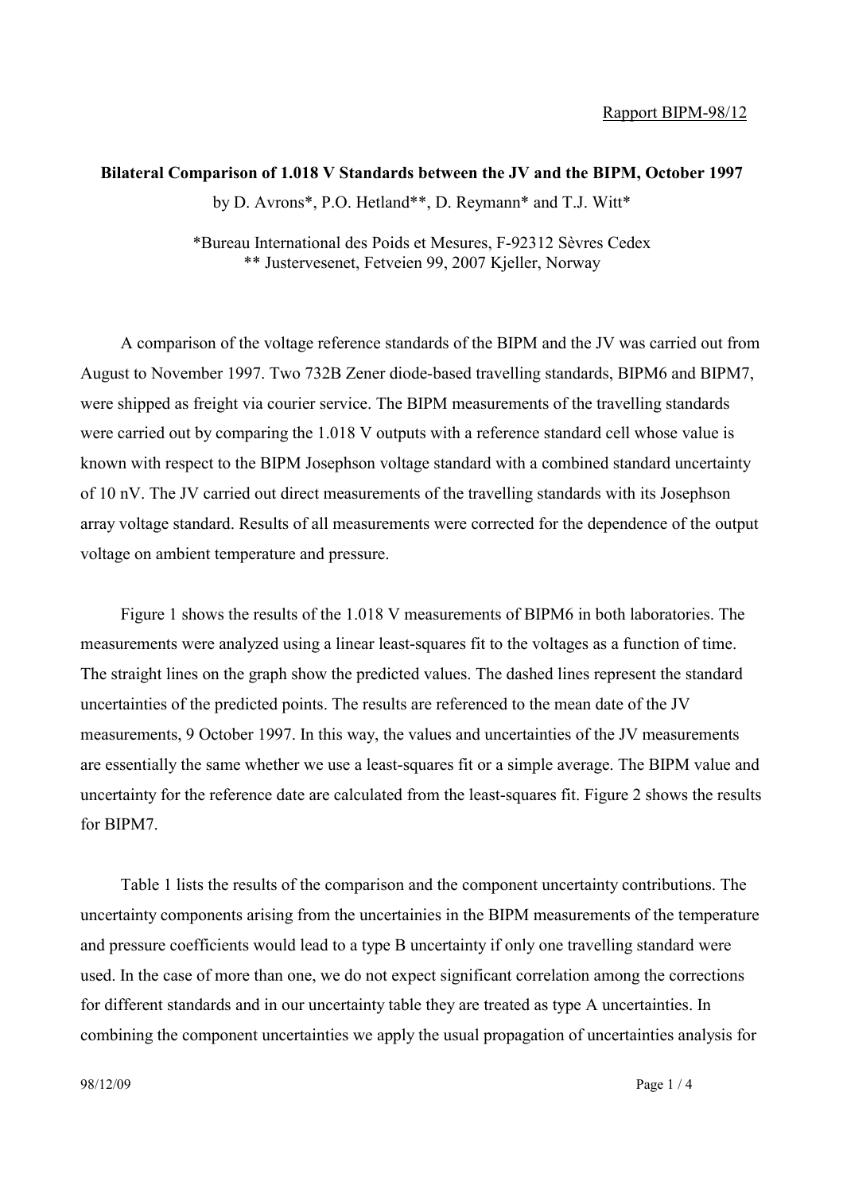Rapport BIPM-98/12

**Bilateral Comparison of 1.018 V Standards between the JV and the BIPM, October 1997**

by D. Avrons*, P.O. Hetland**, D. Reymann* and T.J. Witt*

*Bureau International des Poids et Mesures, F-92312 Sèvres Cedex
** Justervesenet, Fetveien 99, 2007 Kjeller, Norway

A comparison of the voltage reference standards of the BIPM and the JV was carried out from August to November 1997. Two 732B Zener diode-based travelling standards, BIPM6 and BIPM7, were shipped as freight via courier service. The BIPM measurements of the travelling standards were carried out by comparing the 1.018 V outputs with a reference standard cell whose value is known with respect to the BIPM Josephson voltage standard with a combined standard uncertainty of 10 nV. The JV carried out direct measurements of the travelling standards with its Josephson array voltage standard. Results of all measurements were corrected for the dependence of the output voltage on ambient temperature and pressure.

Figure 1 shows the results of the 1.018 V measurements of BIPM6 in both laboratories. The measurements were analyzed using a linear least-squares fit to the voltages as a function of time. The straight lines on the graph show the predicted values. The dashed lines represent the standard uncertainties of the predicted points. The results are referenced to the mean date of the JV measurements, 9 October 1997. In this way, the values and uncertainties of the JV measurements are essentially the same whether we use a least-squares fit or a simple average. The BIPM value and uncertainty for the reference date are calculated from the least-squares fit. Figure 2 shows the results for BIPM7.

Table 1 lists the results of the comparison and the component uncertainty contributions. The uncertainty components arising from the uncertainies in the BIPM measurements of the temperature and pressure coefficients would lead to a type B uncertainty if only one travelling standard were used. In the case of more than one, we do not expect significant correlation among the corrections for different standards and in our uncertainty table they are treated as type A uncertainties. In combining the component uncertainties we apply the usual propagation of uncertainties analysis for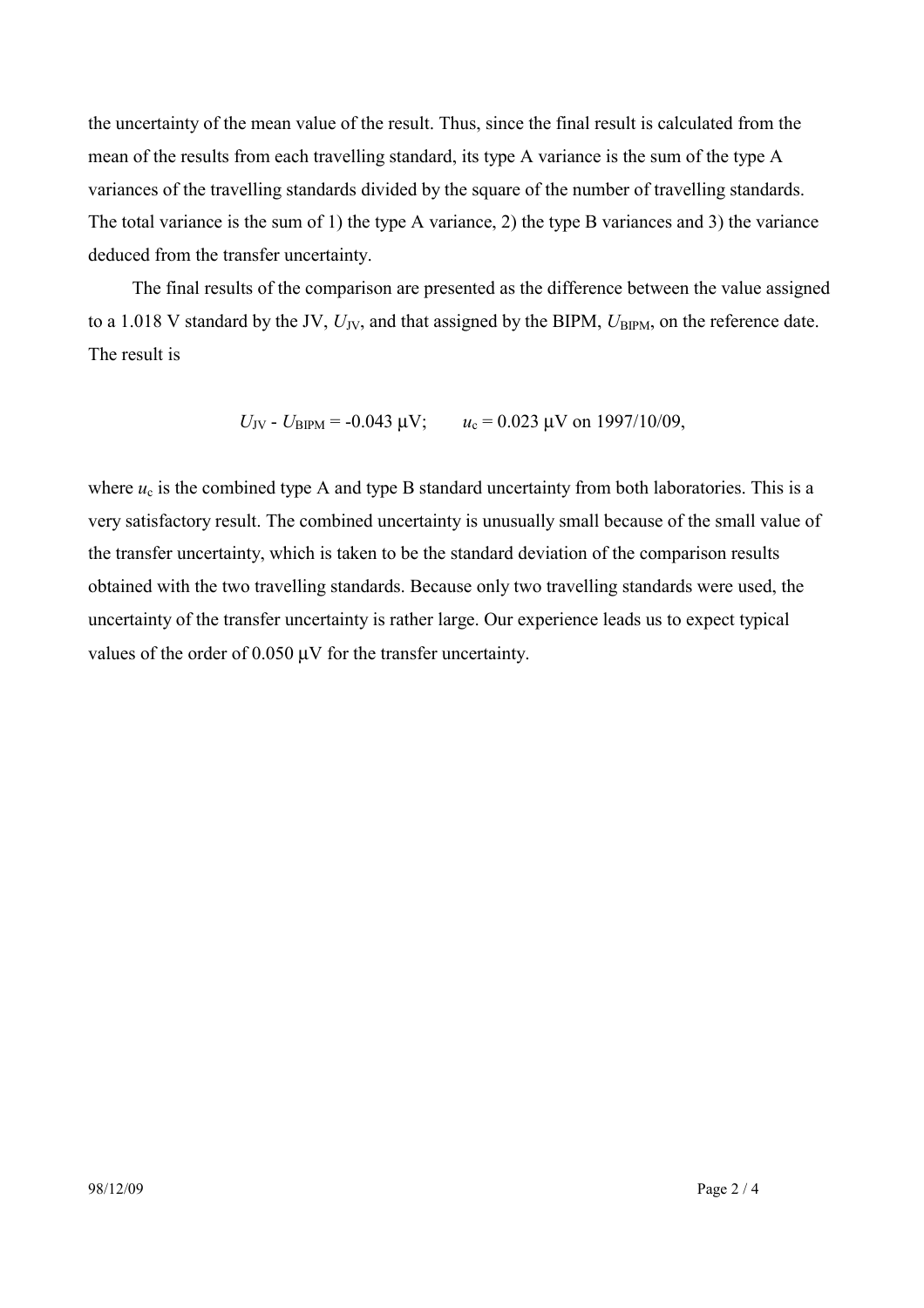the uncertainty of the mean value of the result. Thus, since the final result is calculated from the mean of the results from each travelling standard, its type A variance is the sum of the type A variances of the travelling standards divided by the square of the number of travelling standards. The total variance is the sum of 1) the type A variance, 2) the type B variances and 3) the variance deduced from the transfer uncertainty.

The final results of the comparison are presented as the difference between the value assigned to a 1.018 V standard by the JV, $U_{JV}$, and that assigned by the BIPM, $U_{BIPM}$, on the reference date. The result is

$$U_{JV} - U_{BIPM} = -0.043\ \mu\text{V}; \qquad u_c = 0.023\ \mu\text{V on 1997/10/09},$$

where $u_c$ is the combined type A and type B standard uncertainty from both laboratories. This is a very satisfactory result. The combined uncertainty is unusually small because of the small value of the transfer uncertainty, which is taken to be the standard deviation of the comparison results obtained with the two travelling standards. Because only two travelling standards were used, the uncertainty of the transfer uncertainty is rather large. Our experience leads us to expect typical values of the order of 0.050 µV for the transfer uncertainty.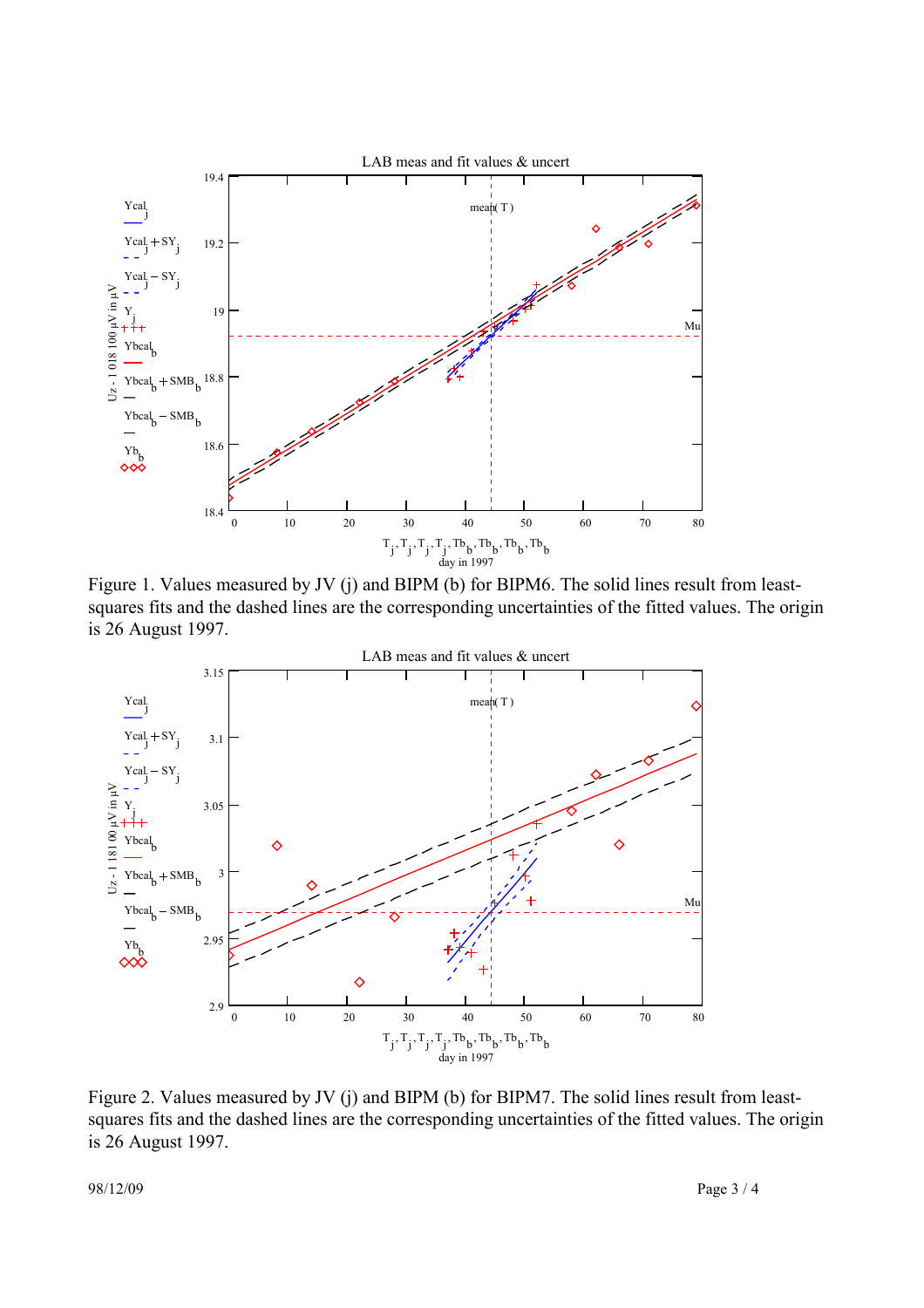Figure 1. Values measured by JV (j) and BIPM (b) for BIPM6. The solid lines result from least-squares fits and the dashed lines are the corresponding uncertainties of the fitted values. The origin is 26 August 1997.

Figure 2. Values measured by JV (j) and BIPM (b) for BIPM7. The solid lines result from least-squares fits and the dashed lines are the corresponding uncertainties of the fitted values. The origin is 26 August 1997.

98/12/09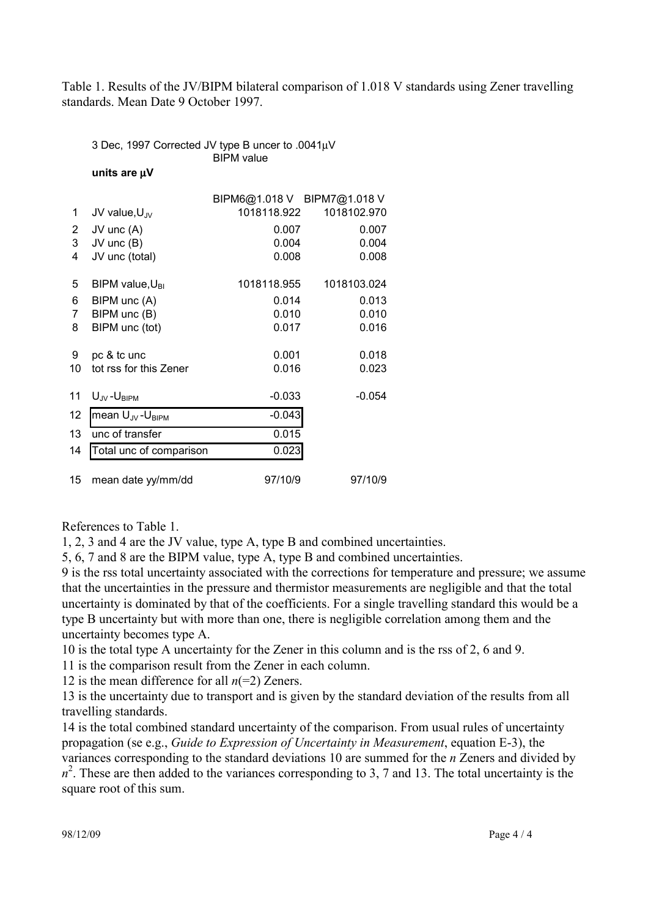Table 1. Results of the JV/BIPM bilateral comparison of 1.018 V standards using Zener travelling standards. Mean Date 9 October 1997.

3 Dec, 1997 Corrected JV type B uncer to .0041µV

**units are µV**

| | | BIPM value | |
|---|---|---|---|
| | | BIPM6@1.018 V | BIPM7@1.018 V |
| 1 | JV value, $U_{JV}$ | 1018118.922 | 1018102.970 |
| 2 | JV unc (A) | 0.007 | 0.007 |
| 3 | JV unc (B) | 0.004 | 0.004 |
| 4 | JV unc (total) | 0.008 | 0.008 |
| 5 | BIPM value, $U_{BI}$ | 1018118.955 | 1018103.024 |
| 6 | BIPM unc (A) | 0.014 | 0.013 |
| 7 | BIPM unc (B) | 0.010 | 0.010 |
| 8 | BIPM unc (tot) | 0.017 | 0.016 |
| 9 | pc & tc unc | 0.001 | 0.018 |
| 10 | tot rss for this Zener | 0.016 | 0.023 |
| 11 | $U_{JV}$ - $U_{BIPM}$ | -0.033 | -0.054 |
| 12 | mean $U_{JV}$ - $U_{BIPM}$ | -0.043 | |
| 13 | unc of transfer | 0.015 | |
| 14 | Total unc of comparison | 0.023 | |
| 15 | mean date yy/mm/dd | 97/10/9 | 97/10/9 |

References to Table 1.

1, 2, 3 and 4 are the JV value, type A, type B and combined uncertainties.

5, 6, 7 and 8 are the BIPM value, type A, type B and combined uncertainties.

9 is the rss total uncertainty associated with the corrections for temperature and pressure; we assume that the uncertainties in the pressure and thermistor measurements are negligible and that the total uncertainty is dominated by that of the coefficients. For a single travelling standard this would be a type B uncertainty but with more than one, there is negligible correlation among them and the uncertainty becomes type A.

10 is the total type A uncertainty for the Zener in this column and is the rss of 2, 6 and 9.

11 is the comparison result from the Zener in each column.

12 is the mean difference for all $n$(=2) Zeners.

13 is the uncertainty due to transport and is given by the standard deviation of the results from all travelling standards.

14 is the total combined standard uncertainty of the comparison. From usual rules of uncertainty propagation (se e.g., *Guide to Expression of Uncertainty in Measurement*, equation E-3), the variances corresponding to the standard deviations 10 are summed for the $n$ Zeners and divided by $n^2$. These are then added to the variances corresponding to 3, 7 and 13. The total uncertainty is the square root of this sum.

98/12/09